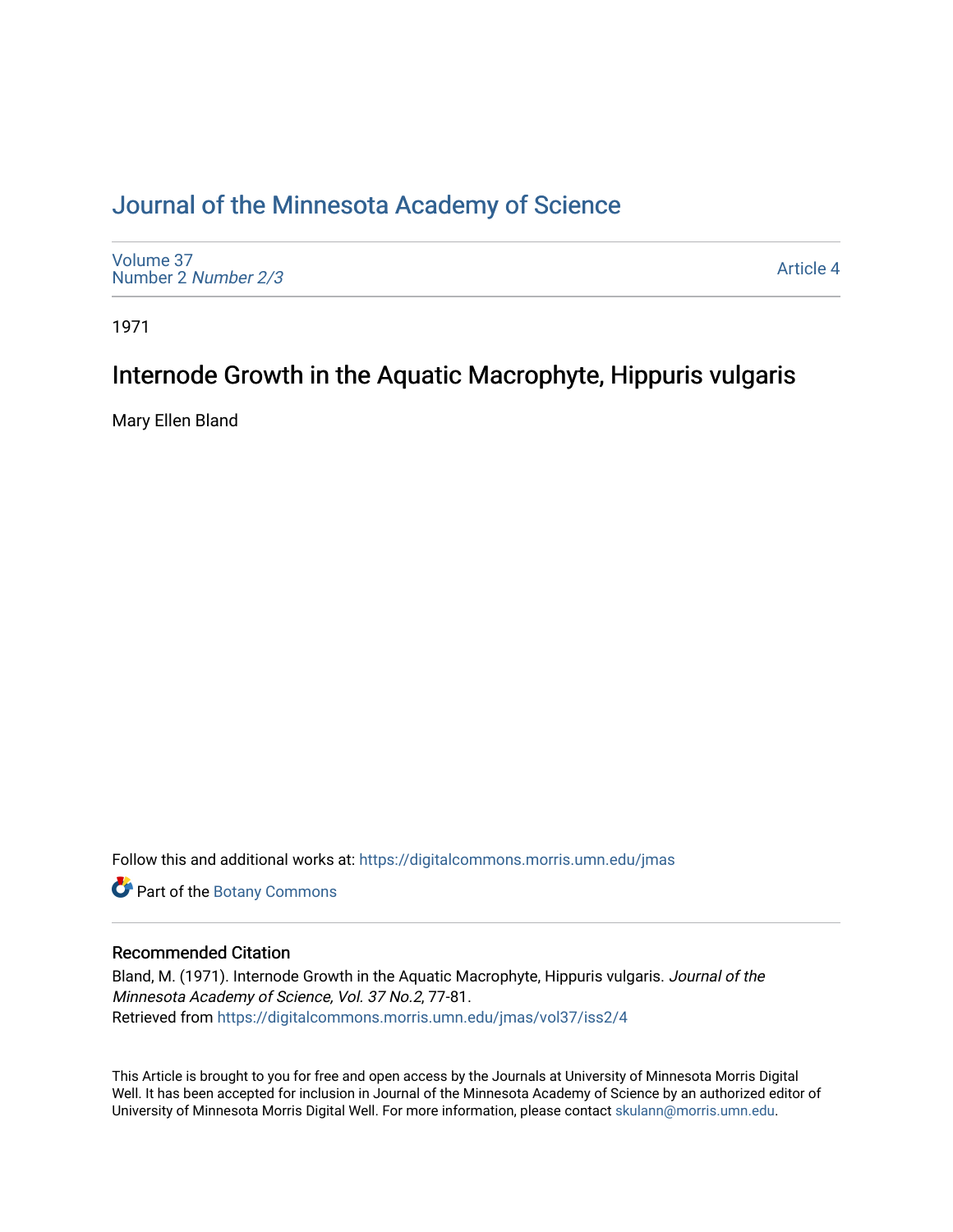# Journal of the Minnesota Academy of Science

Volume 37
Number 2 *Number 2/3*

Article 4

1971

## Internode Growth in the Aquatic Macrophyte, Hippuris vulgaris

Mary Ellen Bland

Follow this and additional works at: https://digitalcommons.morris.umn.edu/jmas

Part of the Botany Commons

### Recommended Citation

Bland, M. (1971). Internode Growth in the Aquatic Macrophyte, Hippuris vulgaris. *Journal of the Minnesota Academy of Science, Vol. 37 No.2*, 77-81.
Retrieved from https://digitalcommons.morris.umn.edu/jmas/vol37/iss2/4

This Article is brought to you for free and open access by the Journals at University of Minnesota Morris Digital Well. It has been accepted for inclusion in Journal of the Minnesota Academy of Science by an authorized editor of University of Minnesota Morris Digital Well. For more information, please contact skulann@morris.umn.edu.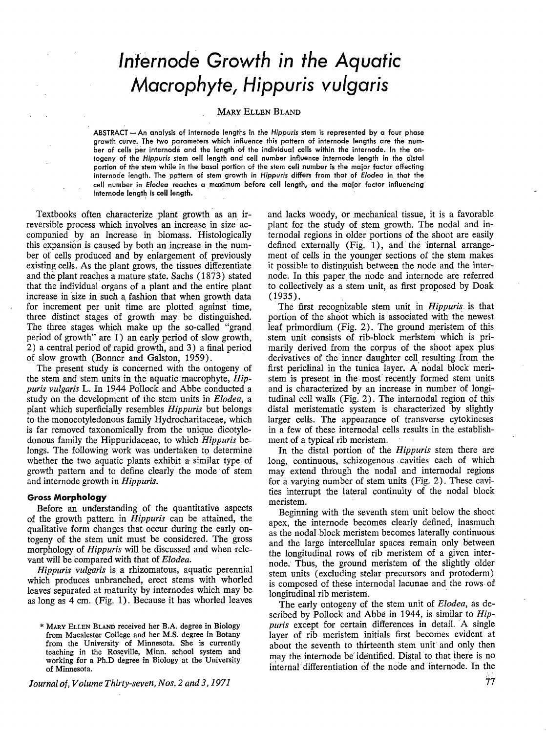# Internode Growth in the Aquatic Macrophyte, *Hippuris vulgaris*

MARY ELLEN BLAND

ABSTRACT — An analysis of internode lengths in the *Hippuris* stem is represented by a four phase growth curve. The two parameters which influence this pattern of internode lengths are the number of cells per internode and the length of the individual cells within the internode. In the ontogeny of the *Hippuris* stem cell length and cell number influence internode length in the distal portion of the stem while in the basal portion of the stem cell number is the major factor affecting internode length. The pattern of stem growth in *Hippuris* differs from that of *Elodea* in that the cell number in *Elodea* reaches a maximum before cell length, and the major factor influencing internode length is cell length.

Textbooks often characterize plant growth as an irreversible process which involves an increase in size accompanied by an increase in biomass. Histologically this expansion is caused by both an increase in the number of cells produced and by enlargement of previously existing cells. As the plant grows, the tissues differentiate and the plant reaches a mature state. Sachs (1873) stated that the individual organs of a plant and the entire plant increase in size in such a fashion that when growth data for increment per unit time are plotted against time, three distinct stages of growth may be distinguished. The three stages which make up the so-called "grand period of growth" are 1) an early period of slow growth, 2) a central period of rapid growth, and 3) a final period of slow growth (Bonner and Galston, 1959).

The present study is concerned with the ontogeny of the stem and stem units in the aquatic macrophyte, *Hippuris vulgaris* L. In 1944 Pollock and Abbe conducted a study on the development of the stem units in *Elodea*, a plant which superficially resembles *Hippuris* but belongs to the monocotyledonous family Hydrocharitaceae, which is far removed taxonomically from the unique dicotyledonous family the Hippuridaceae, to which *Hippuris* belongs. The following work was undertaken to determine whether the two aquatic plants exhibit a similar type of growth pattern and to define clearly the mode of stem and internode growth in *Hippuris*.

## Gross Morphology

Before an understanding of the quantitative aspects of the growth pattern in *Hippuris* can be attained, the qualitative form changes that occur during the early ontogeny of the stem unit must be considered. The gross morphology of *Hippuris* will be discussed and when relevant will be compared with that of *Elodea*.

*Hippuris vulgaris* is a rhizomatous, aquatic perennial which produces unbranched, erect stems with whorled leaves separated at maturity by internodes which may be as long as 4 cm. (Fig. 1). Because it has whorled leaves and lacks woody, or mechanical tissue, it is a favorable plant for the study of stem growth. The nodal and internodal regions in older portions of the shoot are easily defined externally (Fig. 1), and the internal arrangement of cells in the younger sections of the stem makes it possible to distinguish between the node and the internode. In this paper the node and internode are referred to collectively as a stem unit, as first proposed by Doak (1935).

The first recognizable stem unit in *Hippuris* is that portion of the shoot which is associated with the newest leaf primordium (Fig. 2). The ground meristem of this stem unit consists of rib-block meristem which is primarily derived from the corpus of the shoot apex plus derivatives of the inner daughter cell resulting from the first periclinal in the tunica layer. A nodal block meristem is present in the most recently formed stem units and is characterized by an increase in number of longitudinal cell walls (Fig. 2). The internodal region of this distal meristematic system is characterized by slightly larger cells. The appearance of transverse cytokineses in a few of these internodal cells results in the establishment of a typical rib meristem.

In the distal portion of the *Hippuris* stem there are long, continuous, schizogenous cavities each of which may extend through the nodal and internodal regions for a varying number of stem units (Fig. 2). These cavities interrupt the lateral continuity of the nodal block meristem.

Beginning with the seventh stem unit below the shoot apex, the internode becomes clearly defined, inasmuch as the nodal block meristem becomes laterally continuous and the large intercellular spaces remain only between the longitudinal rows of rib meristem of a given internode. Thus, the ground meristem of the slightly older stem units (excluding stelar precursors and protoderm) is composed of these internodal lacunae and the rows of longitudinal rib meristem.

The early ontogeny of the stem unit of *Elodea*, as described by Pollock and Abbe in 1944, is similar to *Hippuris* except for certain differences in detail. A single layer of rib meristem initials first becomes evident at about the seventh to thirteenth stem unit and only then may the internode be identified. Distal to that there is no internal differentiation of the node and internode. In the

* MARY ELLEN BLAND received her B.A. degree in Biology from Macalester College and her M.S. degree in Botany from the University of Minnesota. She is currently teaching in the Roseville, Minn. school system and working for a Ph.D degree in Biology at the University of Minnesota.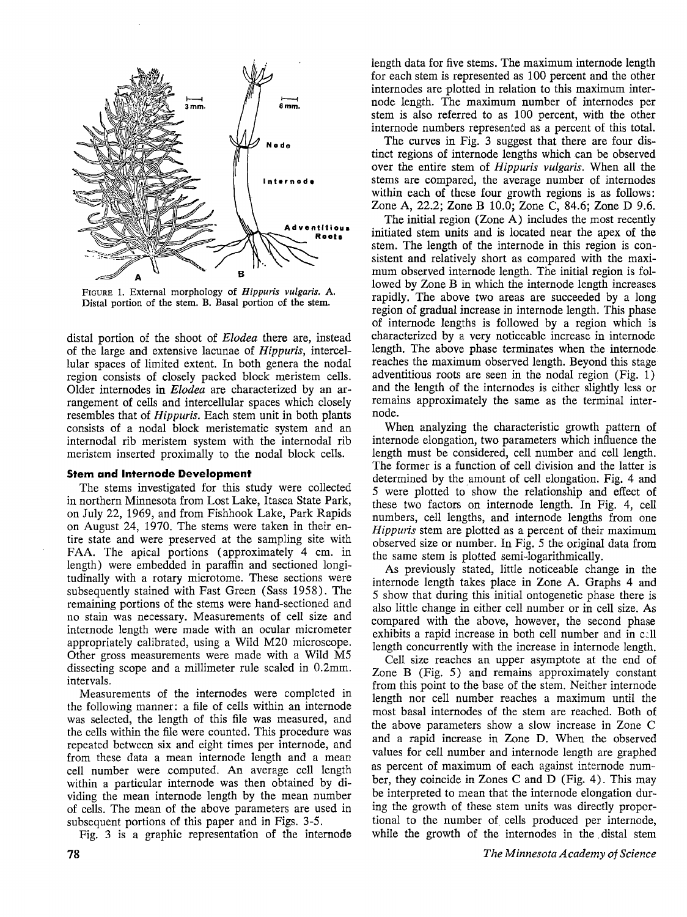FIGURE 1. External morphology of *Hippuris vulgaris.* A. Distal portion of the stem. B. Basal portion of the stem.

distal portion of the shoot of *Elodea* there are, instead of the large and extensive lacunae of *Hippuris*, intercellular spaces of limited extent. In both genera the nodal region consists of closely packed block meristem cells. Older internodes in *Elodea* are characterized by an arrangement of cells and intercellular spaces which closely resembles that of *Hippuris*. Each stem unit in both plants consists of a nodal block meristematic system and an internodal rib meristem system with the internodal rib meristem inserted proximally to the nodal block cells.

### Stem and Internode Development

The stems investigated for this study were collected in northern Minnesota from Lost Lake, Itasca State Park, on July 22, 1969, and from Fishhook Lake, Park Rapids on August 24, 1970. The stems were taken in their entire state and were preserved at the sampling site with FAA. The apical portions (approximately 4 cm. in length) were embedded in paraffin and sectioned longitudinally with a rotary microtome. These sections were subsequently stained with Fast Green (Sass 1958). The remaining portions of the stems were hand-sectioned and no stain was necessary. Measurements of cell size and internode length were made with an ocular micrometer appropriately calibrated, using a Wild M20 microscope. Other gross measurements were made with a Wild M5 dissecting scope and a millimeter rule scaled in 0.2mm. intervals.

Measurements of the internodes were completed in the following manner: a file of cells within an internode was selected, the length of this file was measured, and the cells within the file were counted. This procedure was repeated between six and eight times per internode, and from these data a mean internode length and a mean cell number were computed. An average cell length within a particular internode was then obtained by dividing the mean internode length by the mean number of cells. The mean of the above parameters are used in subsequent portions of this paper and in Figs. 3-5.

Fig. 3 is a graphic representation of the internode length data for five stems. The maximum internode length for each stem is represented as 100 percent and the other internodes are plotted in relation to this maximum internode length. The maximum number of internodes per stem is also referred to as 100 percent, with the other internode numbers represented as a percent of this total.

The curves in Fig. 3 suggest that there are four distinct regions of internode lengths which can be observed over the entire stem of *Hippuris vulgaris*. When all the stems are compared, the average number of internodes within each of these four growth regions is as follows: Zone A, 22.2; Zone B 10.0; Zone C, 84.6; Zone D 9.6.

The initial region (Zone A) includes the most recently initiated stem units and is located near the apex of the stem. The length of the internode in this region is consistent and relatively short as compared with the maximum observed internode length. The initial region is followed by Zone B in which the internode length increases rapidly. The above two areas are succeeded by a long region of gradual increase in internode length. This phase of internode lengths is followed by a region which is characterized by a very noticeable increase in internode length. The above phase terminates when the internode reaches the maximum observed length. Beyond this stage adventitious roots are seen in the nodal region (Fig. 1) and the length of the internodes is either slightly less or remains approximately the same as the terminal internode.

When analyzing the characteristic growth pattern of internode elongation, two parameters which influence the length must be considered, cell number and cell length. The former is a function of cell division and the latter is determined by the amount of cell elongation. Fig. 4 and 5 were plotted to show the relationship and effect of these two factors on internode length. In Fig. 4, cell numbers, cell lengths, and internode lengths from one *Hippuris* stem are plotted as a percent of their maximum observed size or number. In Fig. 5 the original data from the same stem is plotted semi-logarithmically.

As previously stated, little noticeable change in the internode length takes place in Zone A. Graphs 4 and 5 show that during this initial ontogenetic phase there is also little change in either cell number or in cell size. As compared with the above, however, the second phase exhibits a rapid increase in both cell number and in cell length concurrently with the increase in internode length.

Cell size reaches an upper asymptote at the end of Zone B (Fig. 5) and remains approximately constant from this point to the base of the stem. Neither internode length nor cell number reaches a maximum until the most basal internodes of the stem are reached. Both of the above parameters show a slow increase in Zone C and a rapid increase in Zone D. When the observed values for cell number and internode length are graphed as percent of maximum of each against internode number, they coincide in Zones C and D (Fig. 4). This may be interpreted to mean that the internode elongation during the growth of these stem units was directly proportional to the number of cells produced per internode, while the growth of the internodes in the distal stem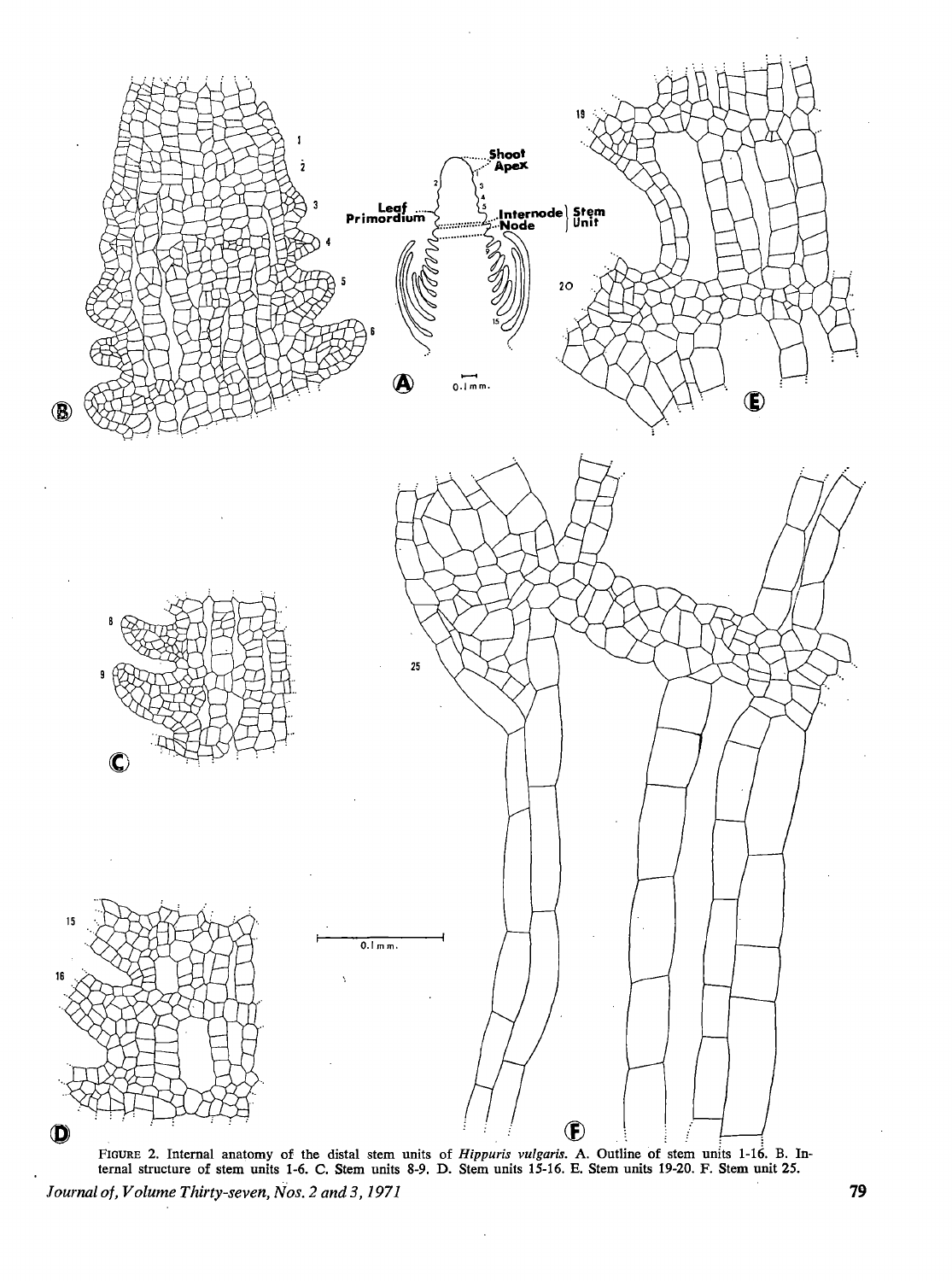FIGURE 2. Internal anatomy of the distal stem units of *Hippuris vulgaris*. A. Outline of stem units 1-16. B. Internal structure of stem units 1-6. C. Stem units 8-9. D. Stem units 15-16. E. Stem units 19-20. F. Stem unit 25.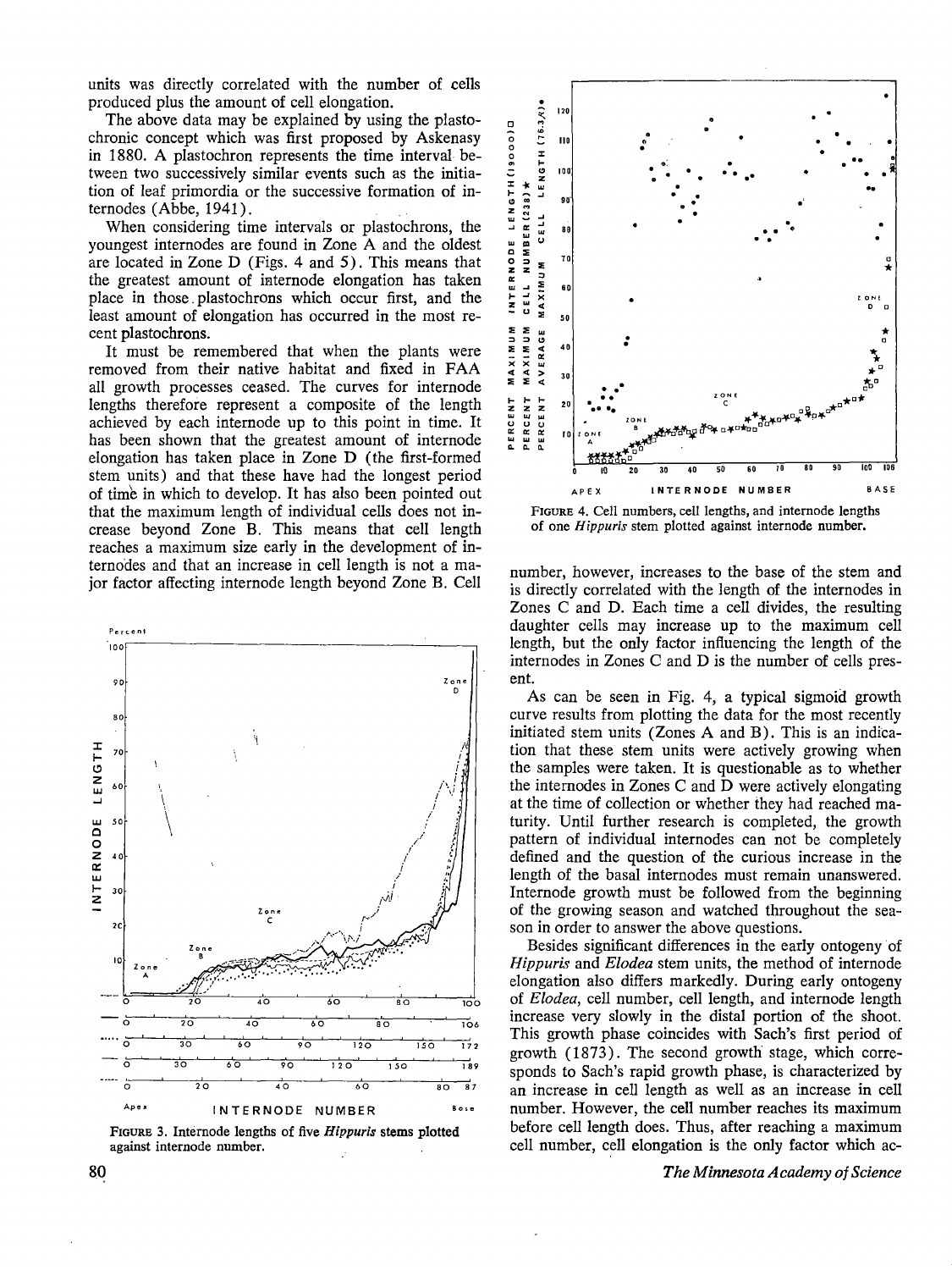units was directly correlated with the number of cells produced plus the amount of cell elongation.

The above data may be explained by using the plastochronic concept which was first proposed by Askenasy in 1880. A plastochron represents the time interval between two successively similar events such as the initiation of leaf primordia or the successive formation of internodes (Abbe, 1941).

When considering time intervals or plastochrons, the youngest internodes are found in Zone A and the oldest are located in Zone D (Figs. 4 and 5). This means that the greatest amount of internode elongation has taken place in those plastochrons which occur first, and the least amount of elongation has occurred in the most recent plastochrons.

It must be remembered that when the plants were removed from their native habitat and fixed in FAA all growth processes ceased. The curves for internode lengths therefore represent a composite of the length achieved by each internode up to this point in time. It has been shown that the greatest amount of internode elongation has taken place in Zone D (the first-formed stem units) and that these have had the longest period of time in which to develop. It has also been pointed out that the maximum length of individual cells does not increase beyond Zone B. This means that cell length reaches a maximum size early in the development of internodes and that an increase in cell length is not a major factor affecting internode length beyond Zone B. Cell number, however, increases to the base of the stem and is directly correlated with the length of the internodes in Zones C and D. Each time a cell divides, the resulting daughter cells may increase up to the maximum cell length, but the only factor influencing the length of the internodes in Zones C and D is the number of cells present.

FIGURE 3. Internode lengths of five *Hippuris* stems plotted against internode number.

FIGURE 4. Cell numbers, cell lengths, and internode lengths of one *Hippuris* stem plotted against internode number.

As can be seen in Fig. 4, a typical sigmoid growth curve results from plotting the data for the most recently initiated stem units (Zones A and B). This is an indication that these stem units were actively growing when the samples were taken. It is questionable as to whether the internodes in Zones C and D were actively elongating at the time of collection or whether they had reached maturity. Until further research is completed, the growth pattern of individual internodes can not be completely defined and the question of the curious increase in the length of the basal internodes must remain unanswered. Internode growth must be followed from the beginning of the growing season and watched throughout the season in order to answer the above questions.

Besides significant differences in the early ontogeny of *Hippuris* and *Elodea* stem units, the method of internode elongation also differs markedly. During early ontogeny of *Elodea*, cell number, cell length, and internode length increase very slowly in the distal portion of the shoot. This growth phase coincides with Sach's first period of growth (1873). The second growth stage, which corresponds to Sach's rapid growth phase, is characterized by an increase in cell length as well as an increase in cell number. However, the cell number reaches its maximum before cell length does. Thus, after reaching a maximum cell number, cell elongation is the only factor which ac-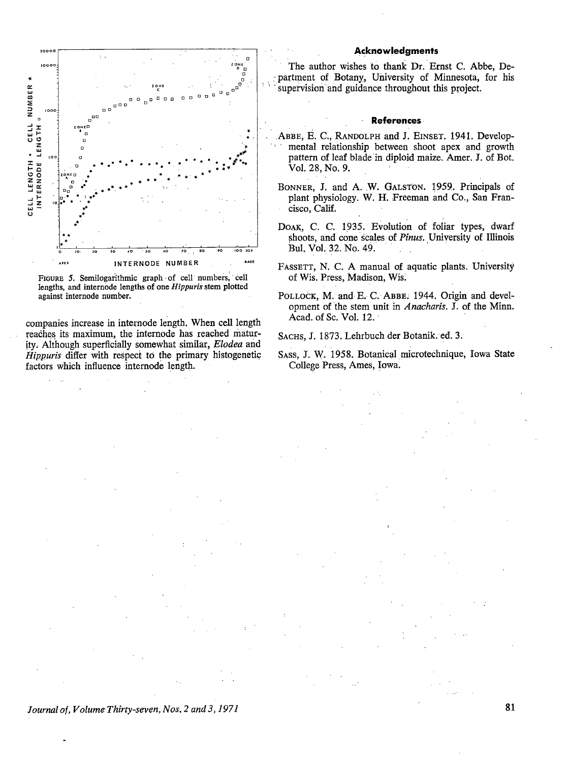20000

10000

1000

100

10

1

CELL LENGTH • CELL NUMBER *

INTERNODE LENGTH □

ZONE D

ZONE C

ZONE B

ZONE A

0 10 20 30 40 50 60 70 80 90 100 106

APEX INTERNODE NUMBER BASE

FIGURE 5. Semilogarithmic graph of cell numbers, cell lengths, and internode lengths of one *Hippuris* stem plotted against internode number.

companies increase in internode length. When cell length reaches its maximum, the internode has reached maturity. Although superficially somewhat similar, *Elodea* and *Hippuris* differ with respect to the primary histogenetic factors which influence internode length.

## Acknowledgments

The author wishes to thank Dr. Ernst C. Abbe, Department of Botany, University of Minnesota, for his supervision and guidance throughout this project.

## References

ABBE, E. C., RANDOLPH and J. EINSET. 1941. Developmental relationship between shoot apex and growth pattern of leaf blade in diploid maize. Amer. J. of Bot. Vol. 28, No. 9.

BONNER, J. and A. W. GALSTON. 1959. Principals of plant physiology. W. H. Freeman and Co., San Francisco, Calif.

DOAK, C. C. 1935. Evolution of foliar types, dwarf shoots, and cone scales of *Pinus*. University of Illinois Bul. Vol. 32. No. 49.

FASSETT, N. C. A manual of aquatic plants. University of Wis. Press, Madison, Wis.

POLLOCK, M. and E. C. ABBE. 1944. Origin and development of the stem unit in *Anacharis*. J. of the Minn. Acad. of Sc. Vol. 12.

SACHS, J. 1873. Lehrbuch der Botanik. ed. 3.

SASS, J. W. 1958. Botanical microtechnique, Iowa State College Press, Ames, Iowa.